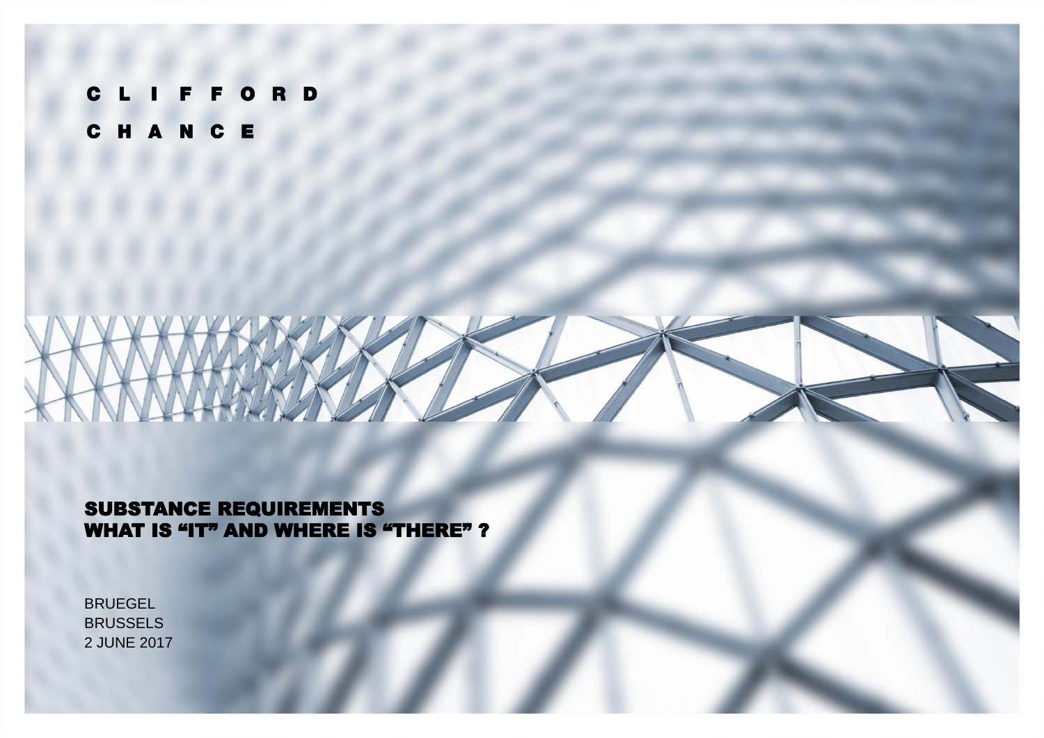CLIFFORD

CHANCE

# SUBSTANCE REQUIREMENTS
# WHAT IS "IT" AND WHERE IS "THERE" ?

BRUEGEL
BRUSSELS
2 JUNE 2017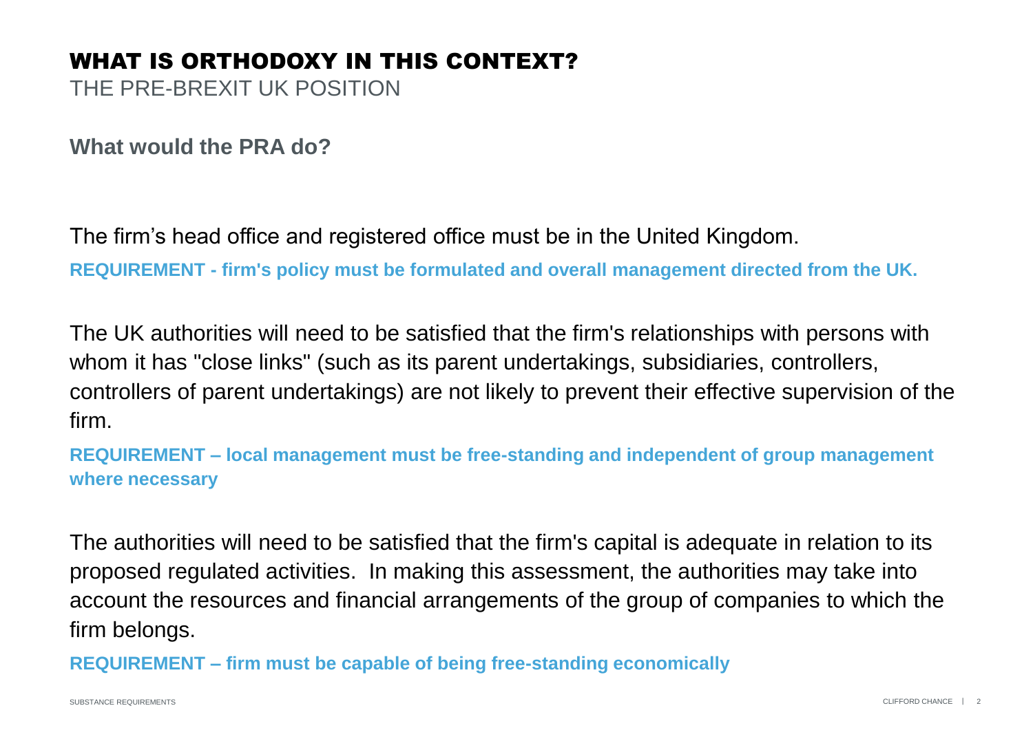# WHAT IS ORTHODOXY IN THIS CONTEXT?

## THE PRE-BREXIT UK POSITION

### What would the PRA do?

The firm's head office and registered office must be in the United Kingdom.

**REQUIREMENT - firm's policy must be formulated and overall management directed from the UK.**

The UK authorities will need to be satisfied that the firm's relationships with persons with whom it has "close links" (such as its parent undertakings, subsidiaries, controllers, controllers of parent undertakings) are not likely to prevent their effective supervision of the firm.

**REQUIREMENT – local management must be free-standing and independent of group management where necessary**

The authorities will need to be satisfied that the firm's capital is adequate in relation to its proposed regulated activities. In making this assessment, the authorities may take into account the resources and financial arrangements of the group of companies to which the firm belongs.

**REQUIREMENT – firm must be capable of being free-standing economically**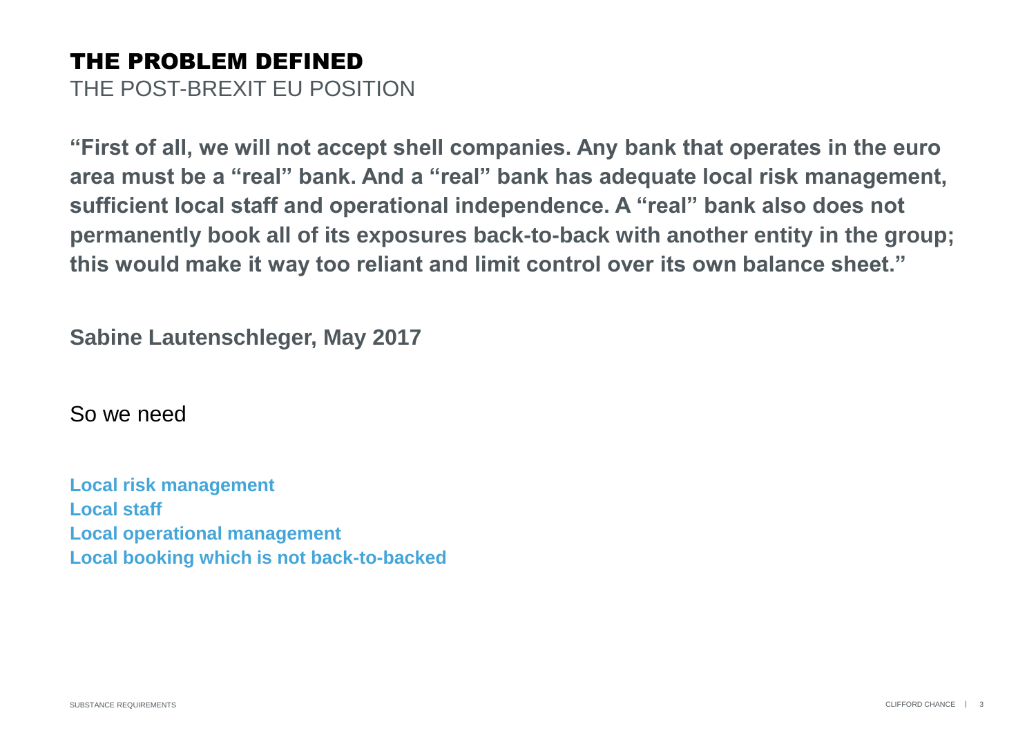# THE PROBLEM DEFINED

## THE POST-BREXIT EU POSITION

**"First of all, we will not accept shell companies. Any bank that operates in the euro area must be a "real" bank. And a "real" bank has adequate local risk management, sufficient local staff and operational independence. A "real" bank also does not permanently book all of its exposures back-to-back with another entity in the group; this would make it way too reliant and limit control over its own balance sheet."**

**Sabine Lautenschleger, May 2017**

So we need

**Local risk management**
**Local staff**
**Local operational management**
**Local booking which is not back-to-backed**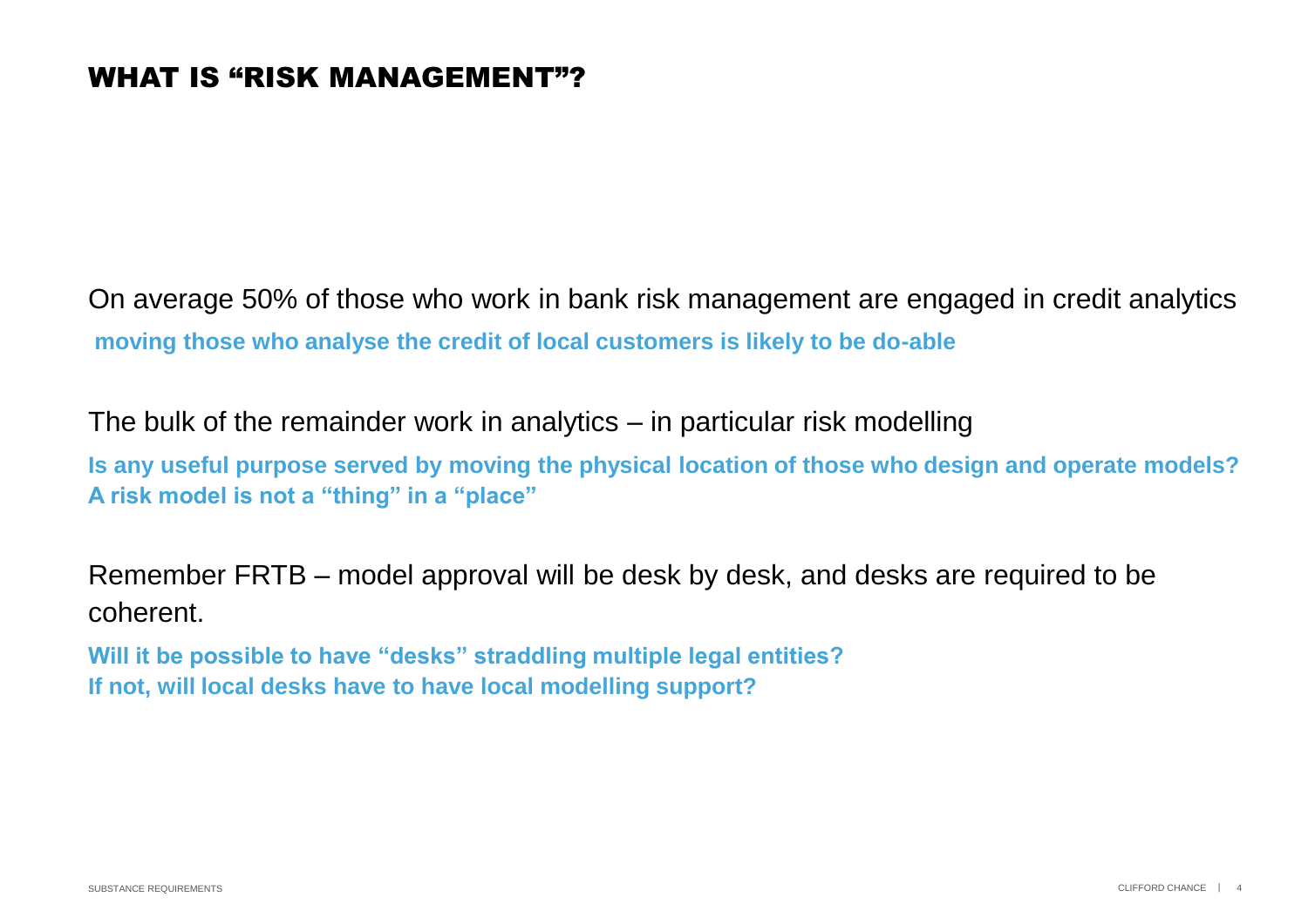# WHAT IS "RISK MANAGEMENT"?

On average 50% of those who work in bank risk management are engaged in credit analytics

**moving those who analyse the credit of local customers is likely to be do-able**

The bulk of the remainder work in analytics – in particular risk modelling

**Is any useful purpose served by moving the physical location of those who design and operate models?**
**A risk model is not a "thing" in a "place"**

Remember FRTB – model approval will be desk by desk, and desks are required to be coherent.

**Will it be possible to have "desks" straddling multiple legal entities?**
**If not, will local desks have to have local modelling support?**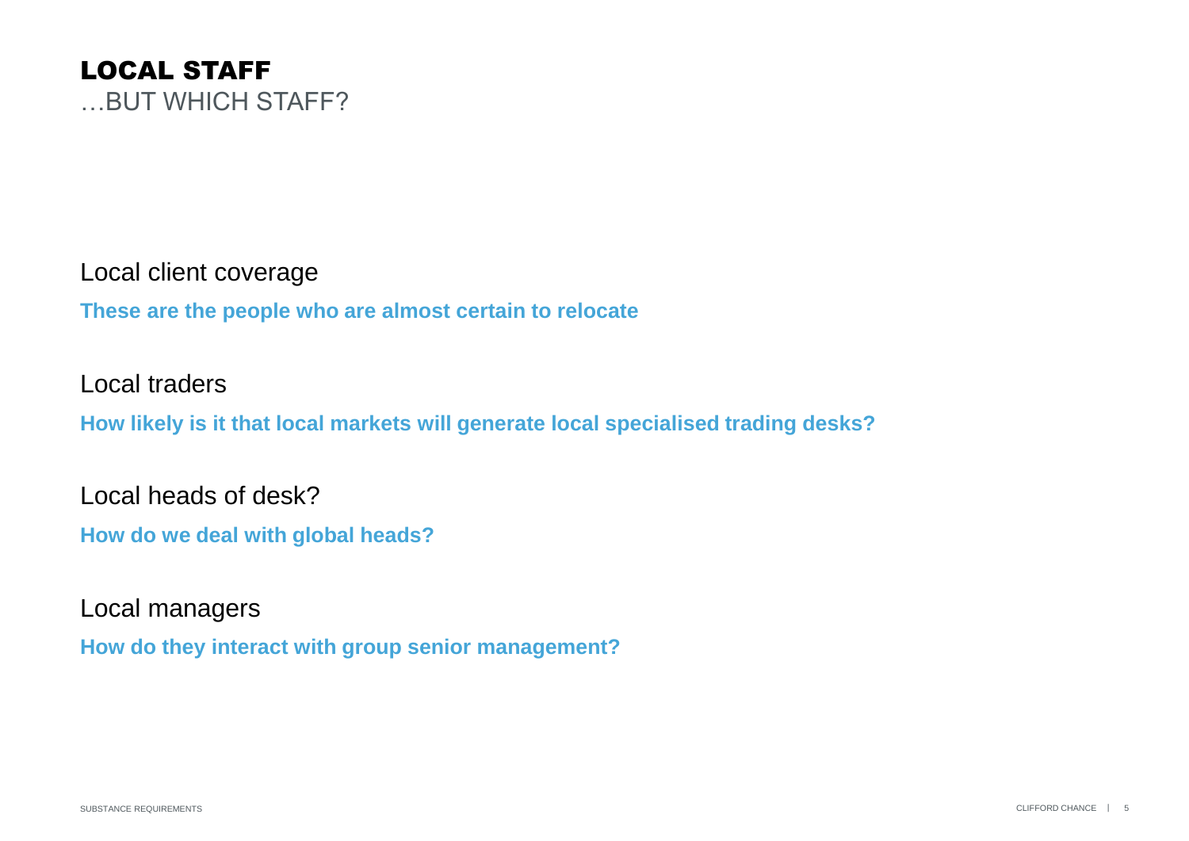# LOCAL STAFF

…BUT WHICH STAFF?

Local client coverage

**These are the people who are almost certain to relocate**

Local traders

**How likely is it that local markets will generate local specialised trading desks?**

Local heads of desk?

**How do we deal with global heads?**

Local managers

**How do they interact with group senior management?**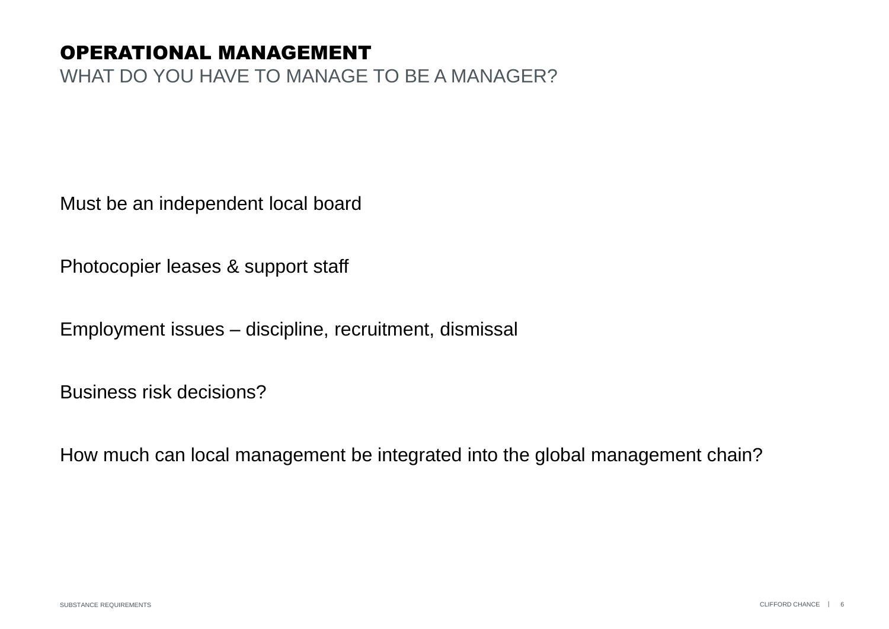# OPERATIONAL MANAGEMENT

## WHAT DO YOU HAVE TO MANAGE TO BE A MANAGER?

Must be an independent local board

Photocopier leases & support staff

Employment issues – discipline, recruitment, dismissal

Business risk decisions?

How much can local management be integrated into the global management chain?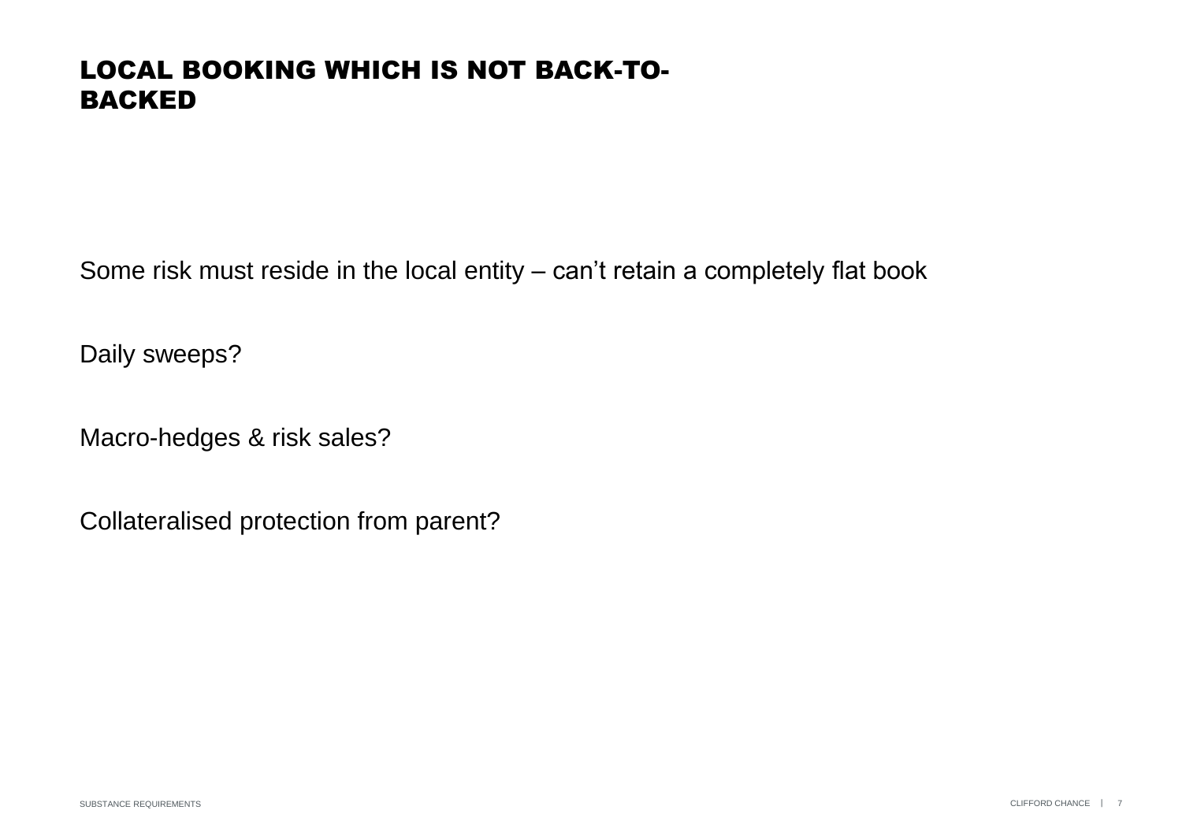# LOCAL BOOKING WHICH IS NOT BACK-TO-BACKED

Some risk must reside in the local entity – can't retain a completely flat book

Daily sweeps?

Macro-hedges & risk sales?

Collateralised protection from parent?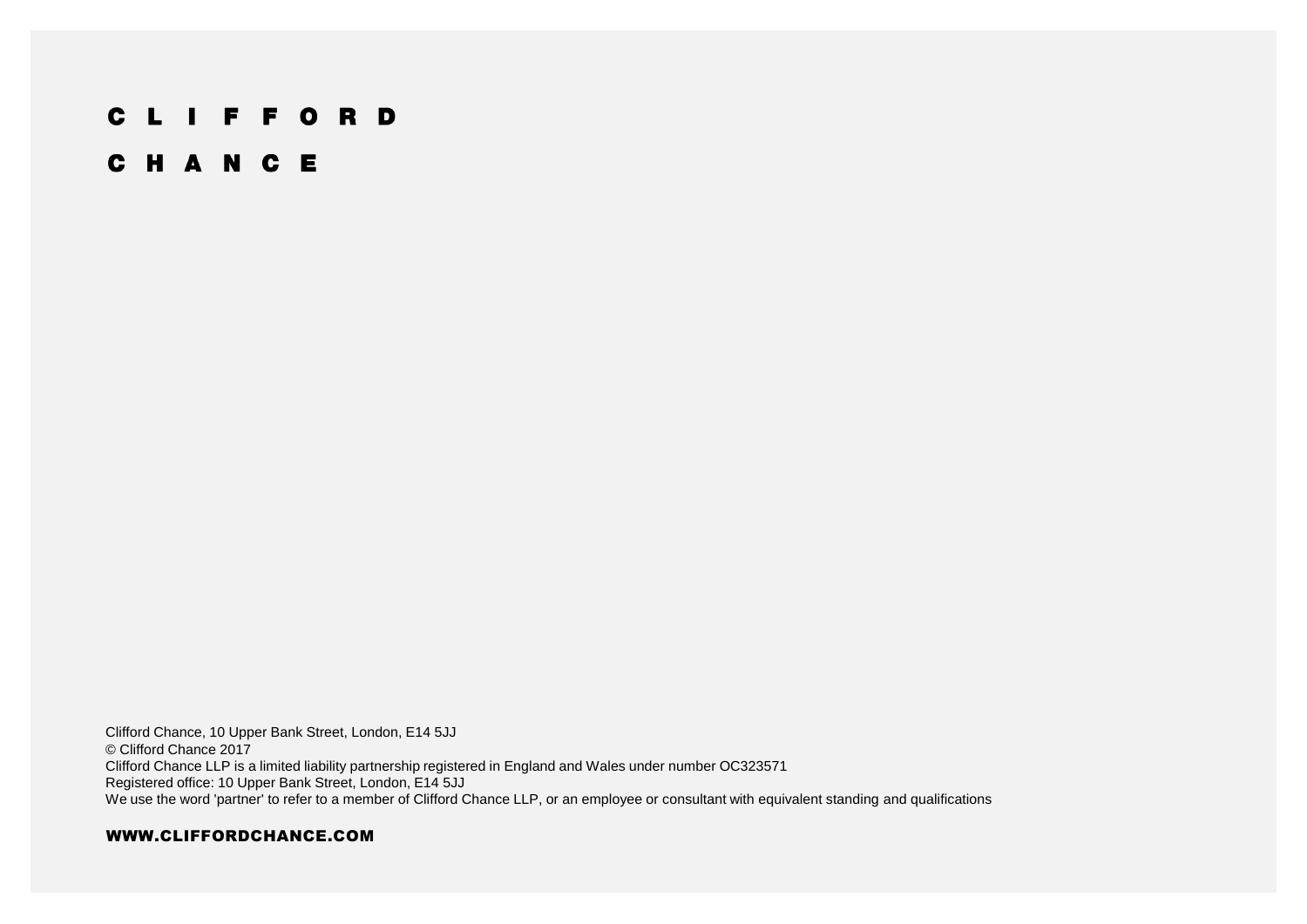**C L I F F O R D**

**C H A N C E**

Clifford Chance, 10 Upper Bank Street, London, E14 5JJ
© Clifford Chance 2017
Clifford Chance LLP is a limited liability partnership registered in England and Wales under number OC323571
Registered office: 10 Upper Bank Street, London, E14 5JJ
We use the word 'partner' to refer to a member of Clifford Chance LLP, or an employee or consultant with equivalent standing and qualifications

**WWW.CLIFFORDCHANCE.COM**